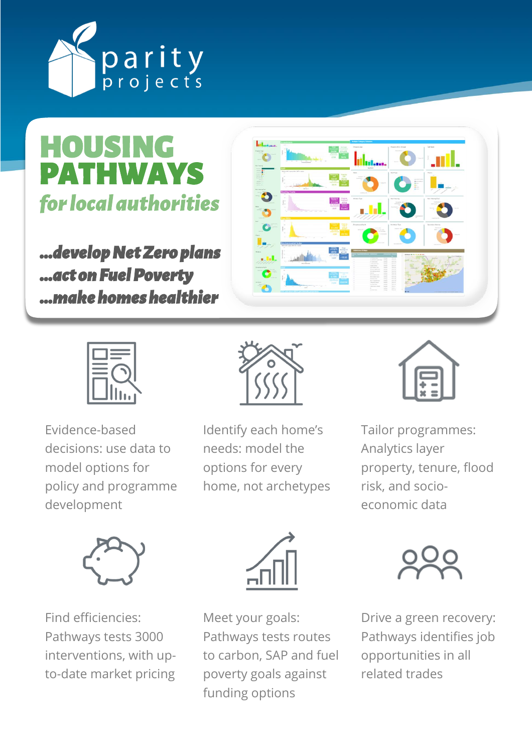parity projects

# HOUSING PATHWAYS

## *for local authorities*

***...develop Net Zero plans***
***...act on Fuel Poverty***
***...make homes healthier***

Evidence-based decisions: use data to model options for policy and programme development

Identify each home's needs: model the options for every home, not archetypes

Tailor programmes: Analytics layer property, tenure, flood risk, and socio-economic data

Find efficiencies: Pathways tests 3000 interventions, with up-to-date market pricing

Meet your goals: Pathways tests routes to carbon, SAP and fuel poverty goals against funding options

Drive a green recovery: Pathways identifies job opportunities in all related trades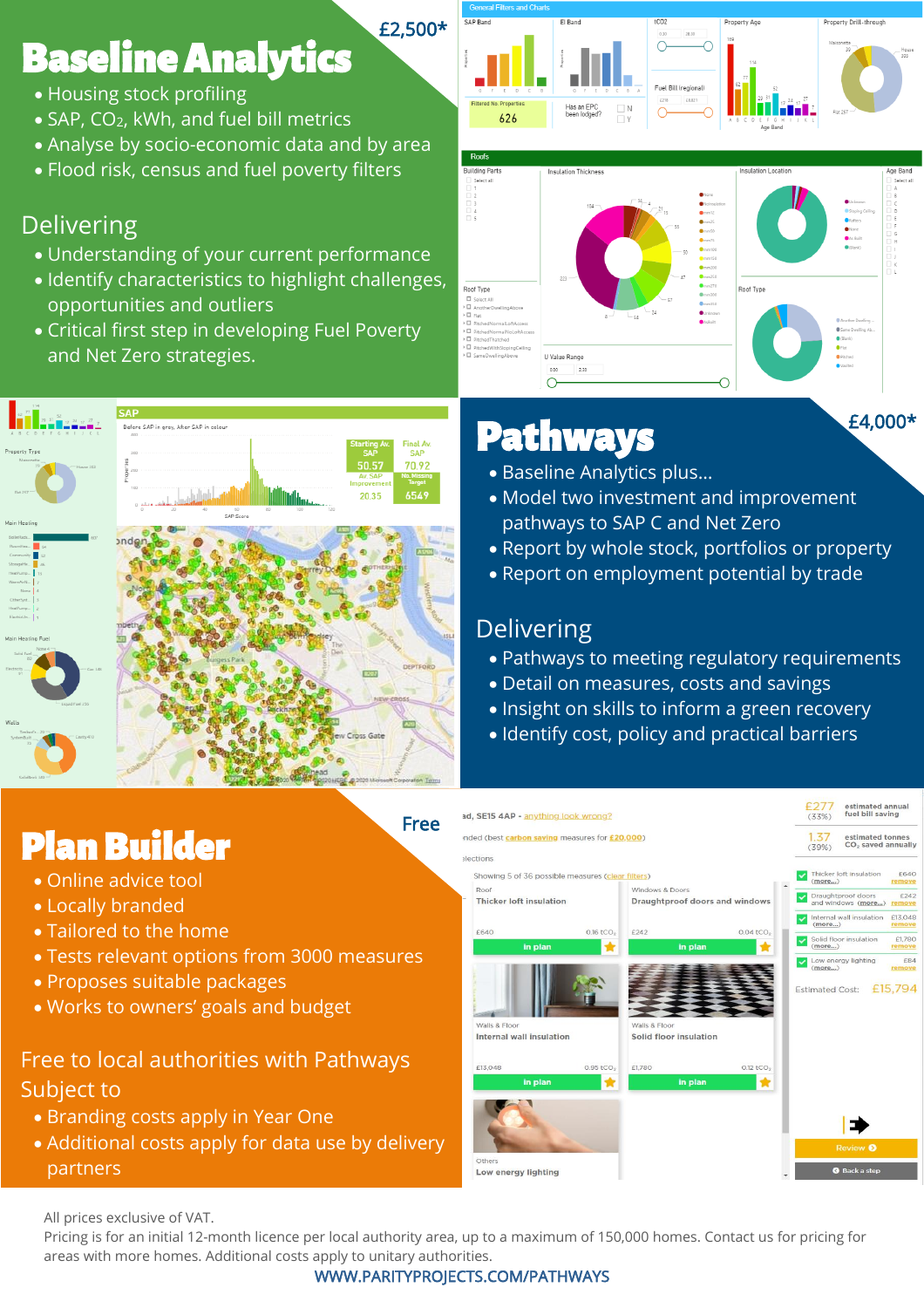# Baseline Analytics

£2,500*

- Housing stock profiling
- SAP, $CO_2$, kWh, and fuel bill metrics
- Analyse by socio-economic data and by area
- Flood risk, census and fuel poverty filters

## Delivering

- Understanding of your current performance
- Identify characteristics to highlight challenges, opportunities and outliers
- Critical first step in developing Fuel Poverty and Net Zero strategies.

# Pathways

£4,000*

- Baseline Analytics plus…
- Model two investment and improvement pathways to SAP C and Net Zero
- Report by whole stock, portfolios or property
- Report on employment potential by trade

## Delivering

- Pathways to meeting regulatory requirements
- Detail on measures, costs and savings
- Insight on skills to inform a green recovery
- Identify cost, policy and practical barriers

# Plan Builder

Free

- Online advice tool
- Locally branded
- Tailored to the home
- Tests relevant options from 3000 measures
- Proposes suitable packages
- Works to owners' goals and budget

## Free to local authorities with Pathways Subject to

- Branding costs apply in Year One
- Additional costs apply for data use by delivery partners

All prices exclusive of VAT.
Pricing is for an initial 12-month licence per local authority area, up to a maximum of 150,000 homes. Contact us for pricing for areas with more homes. Additional costs apply to unitary authorities.

WWW.PARITYPROJECTS.COM/PATHWAYS